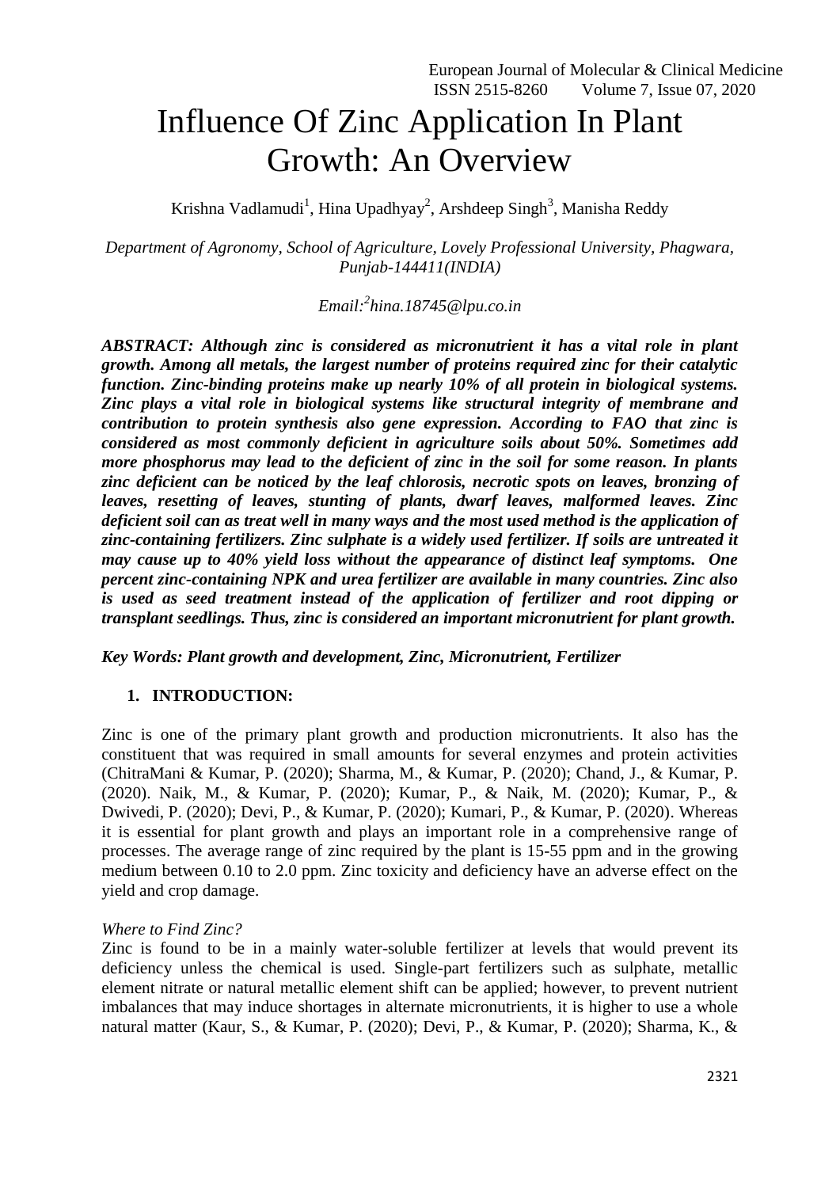# Influence Of Zinc Application In Plant Growth: An Overview

Krishna Vadlamudi[1], Hina Upadhyay[2], Arshdeep Singh[3], Manisha Reddy

*Department of Agronomy, School of Agriculture, Lovely Professional University, Phagwara, Punjab-144411(INDIA)*

*Email:[2]hina.18745@lpu.co.in*

***ABSTRACT: Although zinc is considered as micronutrient it has a vital role in plant growth. Among all metals, the largest number of proteins required zinc for their catalytic function. Zinc-binding proteins make up nearly 10% of all protein in biological systems. Zinc plays a vital role in biological systems like structural integrity of membrane and contribution to protein synthesis also gene expression. According to FAO that zinc is considered as most commonly deficient in agriculture soils about 50%. Sometimes add more phosphorus may lead to the deficient of zinc in the soil for some reason. In plants zinc deficient can be noticed by the leaf chlorosis, necrotic spots on leaves, bronzing of leaves, resetting of leaves, stunting of plants, dwarf leaves, malformed leaves. Zinc deficient soil can as treat well in many ways and the most used method is the application of zinc-containing fertilizers. Zinc sulphate is a widely used fertilizer. If soils are untreated it may cause up to 40% yield loss without the appearance of distinct leaf symptoms. One percent zinc-containing NPK and urea fertilizer are available in many countries. Zinc also is used as seed treatment instead of the application of fertilizer and root dipping or transplant seedlings. Thus, zinc is considered an important micronutrient for plant growth.***

***Key Words: Plant growth and development, Zinc, Micronutrient, Fertilizer***

## 1. INTRODUCTION:

Zinc is one of the primary plant growth and production micronutrients. It also has the constituent that was required in small amounts for several enzymes and protein activities (ChitraMani & Kumar, P. (2020); Sharma, M., & Kumar, P. (2020); Chand, J., & Kumar, P. (2020). Naik, M., & Kumar, P. (2020); Kumar, P., & Naik, M. (2020); Kumar, P., & Dwivedi, P. (2020); Devi, P., & Kumar, P. (2020); Kumari, P., & Kumar, P. (2020). Whereas it is essential for plant growth and plays an important role in a comprehensive range of processes. The average range of zinc required by the plant is 15-55 ppm and in the growing medium between 0.10 to 2.0 ppm. Zinc toxicity and deficiency have an adverse effect on the yield and crop damage.

*Where to Find Zinc?*

Zinc is found to be in a mainly water-soluble fertilizer at levels that would prevent its deficiency unless the chemical is used. Single-part fertilizers such as sulphate, metallic element nitrate or natural metallic element shift can be applied; however, to prevent nutrient imbalances that may induce shortages in alternate micronutrients, it is higher to use a whole natural matter (Kaur, S., & Kumar, P. (2020); Devi, P., & Kumar, P. (2020); Sharma, K., &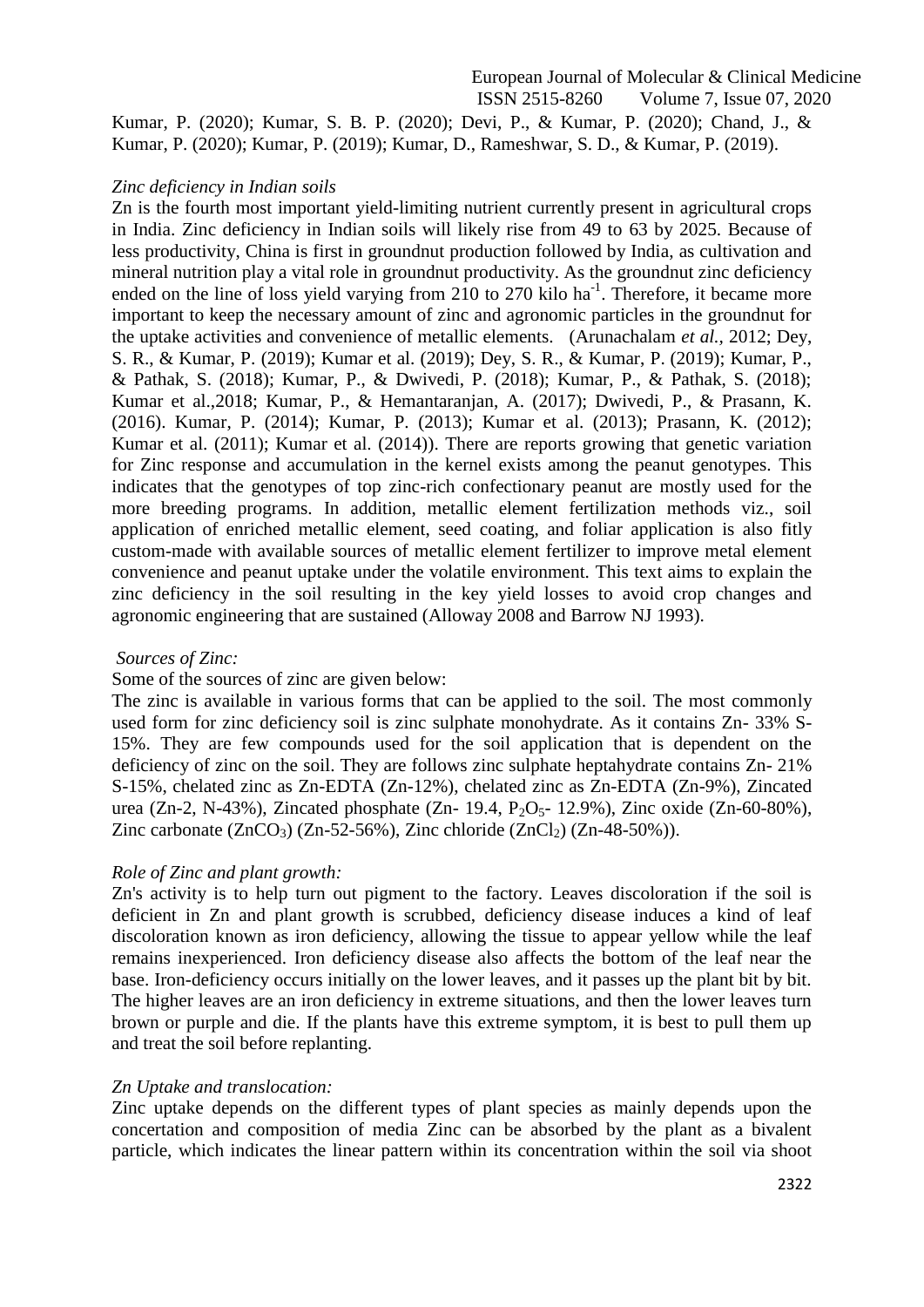Kumar, P. (2020); Kumar, S. B. P. (2020); Devi, P., & Kumar, P. (2020); Chand, J., & Kumar, P. (2020); Kumar, P. (2019); Kumar, D., Rameshwar, S. D., & Kumar, P. (2019).

*Zinc deficiency in Indian soils*

Zn is the fourth most important yield-limiting nutrient currently present in agricultural crops in India. Zinc deficiency in Indian soils will likely rise from 49 to 63 by 2025. Because of less productivity, China is first in groundnut production followed by India, as cultivation and mineral nutrition play a vital role in groundnut productivity. As the groundnut zinc deficiency ended on the line of loss yield varying from 210 to 270 kilo $ha^{-1}$. Therefore, it became more important to keep the necessary amount of zinc and agronomic particles in the groundnut for the uptake activities and convenience of metallic elements. (Arunachalam *et al.,* 2012; Dey, S. R., & Kumar, P. (2019); Kumar et al. (2019); Dey, S. R., & Kumar, P. (2019); Kumar, P., & Pathak, S. (2018); Kumar, P., & Dwivedi, P. (2018); Kumar, P., & Pathak, S. (2018); Kumar et al.,2018; Kumar, P., & Hemantaranjan, A. (2017); Dwivedi, P., & Prasann, K. (2016). Kumar, P. (2014); Kumar, P. (2013); Kumar et al. (2013); Prasann, K. (2012); Kumar et al. (2011); Kumar et al. (2014)). There are reports growing that genetic variation for Zinc response and accumulation in the kernel exists among the peanut genotypes. This indicates that the genotypes of top zinc-rich confectionary peanut are mostly used for the more breeding programs. In addition, metallic element fertilization methods viz., soil application of enriched metallic element, seed coating, and foliar application is also fitly custom-made with available sources of metallic element fertilizer to improve metal element convenience and peanut uptake under the volatile environment. This text aims to explain the zinc deficiency in the soil resulting in the key yield losses to avoid crop changes and agronomic engineering that are sustained (Alloway 2008 and Barrow NJ 1993).

*Sources of Zinc:*

Some of the sources of zinc are given below:

The zinc is available in various forms that can be applied to the soil. The most commonly used form for zinc deficiency soil is zinc sulphate monohydrate. As it contains Zn- 33% S- 15%. They are few compounds used for the soil application that is dependent on the deficiency of zinc on the soil. They are follows zinc sulphate heptahydrate contains Zn- 21% S-15%, chelated zinc as Zn-EDTA (Zn-12%), chelated zinc as Zn-EDTA (Zn-9%), Zincated urea (Zn-2, N-43%), Zincated phosphate (Zn- 19.4, $P_2O_5$- 12.9%), Zinc oxide (Zn-60-80%), Zinc carbonate ($ZnCO_3$) (Zn-52-56%), Zinc chloride ($ZnCl_2$) (Zn-48-50%)).

*Role of Zinc and plant growth:*

Zn's activity is to help turn out pigment to the factory. Leaves discoloration if the soil is deficient in Zn and plant growth is scrubbed, deficiency disease induces a kind of leaf discoloration known as iron deficiency, allowing the tissue to appear yellow while the leaf remains inexperienced. Iron deficiency disease also affects the bottom of the leaf near the base. Iron-deficiency occurs initially on the lower leaves, and it passes up the plant bit by bit. The higher leaves are an iron deficiency in extreme situations, and then the lower leaves turn brown or purple and die. If the plants have this extreme symptom, it is best to pull them up and treat the soil before replanting.

*Zn Uptake and translocation:*

Zinc uptake depends on the different types of plant species as mainly depends upon the concertation and composition of media Zinc can be absorbed by the plant as a bivalent particle, which indicates the linear pattern within its concentration within the soil via shoot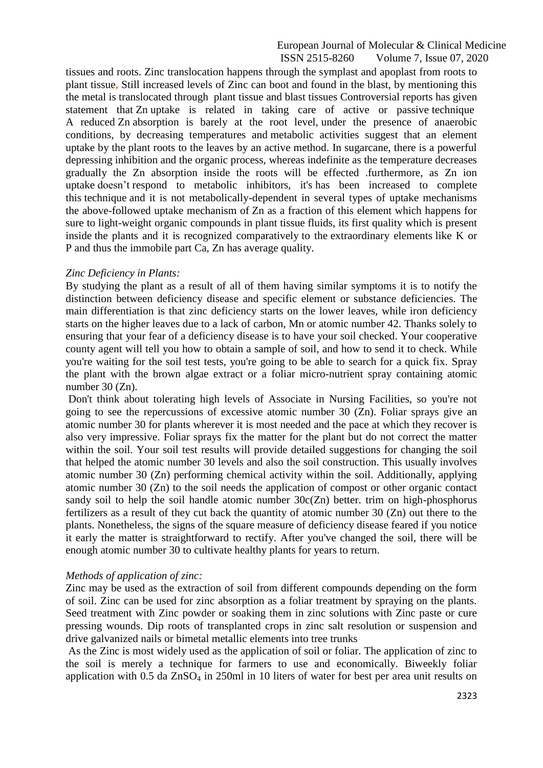tissues and roots. Zinc translocation happens through the symplast and apoplast from roots to plant tissue, Still increased levels of Zinc can boot and found in the blast, by mentioning this the metal is translocated through plant tissue and blast tissues Controversial reports has given statement that Zn uptake is related in taking care of active or passive technique A reduced Zn absorption is barely at the root level, under the presence of anaerobic conditions, by decreasing temperatures and metabolic activities suggest that an element uptake by the plant roots to the leaves by an active method. In sugarcane, there is a powerful depressing inhibition and the organic process, whereas indefinite as the temperature decreases gradually the Zn absorption inside the roots will be effected .furthermore, as Zn ion uptake doesn't respond to metabolic inhibitors, it's has been increased to complete this technique and it is not metabolically-dependent in several types of uptake mechanisms the above-followed uptake mechanism of Zn as a fraction of this element which happens for sure to light-weight organic compounds in plant tissue fluids, its first quality which is present inside the plants and it is recognized comparatively to the extraordinary elements like K or P and thus the immobile part Ca, Zn has average quality.

*Zinc Deficiency in Plants:*

By studying the plant as a result of all of them having similar symptoms it is to notify the distinction between deficiency disease and specific element or substance deficiencies. The main differentiation is that zinc deficiency starts on the lower leaves, while iron deficiency starts on the higher leaves due to a lack of carbon, Mn or atomic number 42. Thanks solely to ensuring that your fear of a deficiency disease is to have your soil checked. Your cooperative county agent will tell you how to obtain a sample of soil, and how to send it to check. While you're waiting for the soil test tests, you're going to be able to search for a quick fix. Spray the plant with the brown algae extract or a foliar micro-nutrient spray containing atomic number 30 (Zn).

Don't think about tolerating high levels of Associate in Nursing Facilities, so you're not going to see the repercussions of excessive atomic number 30 (Zn). Foliar sprays give an atomic number 30 for plants wherever it is most needed and the pace at which they recover is also very impressive. Foliar sprays fix the matter for the plant but do not correct the matter within the soil. Your soil test results will provide detailed suggestions for changing the soil that helped the atomic number 30 levels and also the soil construction. This usually involves atomic number 30 (Zn) performing chemical activity within the soil. Additionally, applying atomic number 30 (Zn) to the soil needs the application of compost or other organic contact sandy soil to help the soil handle atomic number 30c(Zn) better. trim on high-phosphorus fertilizers as a result of they cut back the quantity of atomic number 30 (Zn) out there to the plants. Nonetheless, the signs of the square measure of deficiency disease feared if you notice it early the matter is straightforward to rectify. After you've changed the soil, there will be enough atomic number 30 to cultivate healthy plants for years to return.

*Methods of application of zinc:*

Zinc may be used as the extraction of soil from different compounds depending on the form of soil. Zinc can be used for zinc absorption as a foliar treatment by spraying on the plants. Seed treatment with Zinc powder or soaking them in zinc solutions with Zinc paste or cure pressing wounds. Dip roots of transplanted crops in zinc salt resolution or suspension and drive galvanized nails or bimetal metallic elements into tree trunks

As the Zinc is most widely used as the application of soil or foliar. The application of zinc to the soil is merely a technique for farmers to use and economically. Biweekly foliar application with 0.5 da $ZnSO_4$ in 250ml in 10 liters of water for best per area unit results on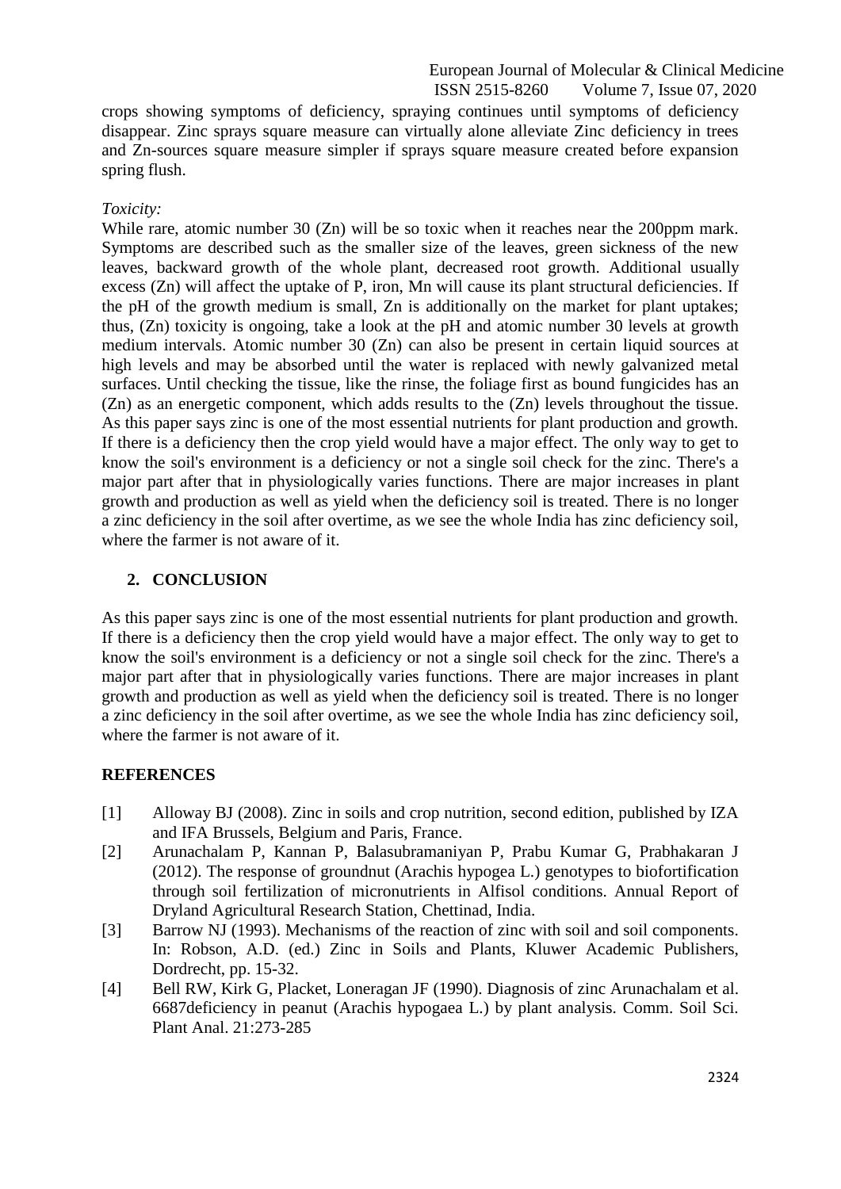crops showing symptoms of deficiency, spraying continues until symptoms of deficiency disappear. Zinc sprays square measure can virtually alone alleviate Zinc deficiency in trees and Zn-sources square measure simpler if sprays square measure created before expansion spring flush.

*Toxicity:*

While rare, atomic number 30 (Zn) will be so toxic when it reaches near the 200ppm mark. Symptoms are described such as the smaller size of the leaves, green sickness of the new leaves, backward growth of the whole plant, decreased root growth. Additional usually excess (Zn) will affect the uptake of P, iron, Mn will cause its plant structural deficiencies. If the pH of the growth medium is small, Zn is additionally on the market for plant uptakes; thus, (Zn) toxicity is ongoing, take a look at the pH and atomic number 30 levels at growth medium intervals. Atomic number 30 (Zn) can also be present in certain liquid sources at high levels and may be absorbed until the water is replaced with newly galvanized metal surfaces. Until checking the tissue, like the rinse, the foliage first as bound fungicides has an (Zn) as an energetic component, which adds results to the (Zn) levels throughout the tissue. As this paper says zinc is one of the most essential nutrients for plant production and growth. If there is a deficiency then the crop yield would have a major effect. The only way to get to know the soil's environment is a deficiency or not a single soil check for the zinc. There's a major part after that in physiologically varies functions. There are major increases in plant growth and production as well as yield when the deficiency soil is treated. There is no longer a zinc deficiency in the soil after overtime, as we see the whole India has zinc deficiency soil, where the farmer is not aware of it.

## 2. CONCLUSION

As this paper says zinc is one of the most essential nutrients for plant production and growth. If there is a deficiency then the crop yield would have a major effect. The only way to get to know the soil's environment is a deficiency or not a single soil check for the zinc. There's a major part after that in physiologically varies functions. There are major increases in plant growth and production as well as yield when the deficiency soil is treated. There is no longer a zinc deficiency in the soil after overtime, as we see the whole India has zinc deficiency soil, where the farmer is not aware of it.

## REFERENCES

[1] Alloway BJ (2008). Zinc in soils and crop nutrition, second edition, published by IZA and IFA Brussels, Belgium and Paris, France.

[2] Arunachalam P, Kannan P, Balasubramaniyan P, Prabu Kumar G, Prabhakaran J (2012). The response of groundnut (Arachis hypogea L.) genotypes to biofortification through soil fertilization of micronutrients in Alfisol conditions. Annual Report of Dryland Agricultural Research Station, Chettinad, India.

[3] Barrow NJ (1993). Mechanisms of the reaction of zinc with soil and soil components. In: Robson, A.D. (ed.) Zinc in Soils and Plants, Kluwer Academic Publishers, Dordrecht, pp. 15-32.

[4] Bell RW, Kirk G, Placket, Loneragan JF (1990). Diagnosis of zinc Arunachalam et al. 6687deficiency in peanut (Arachis hypogaea L.) by plant analysis. Comm. Soil Sci. Plant Anal. 21:273-285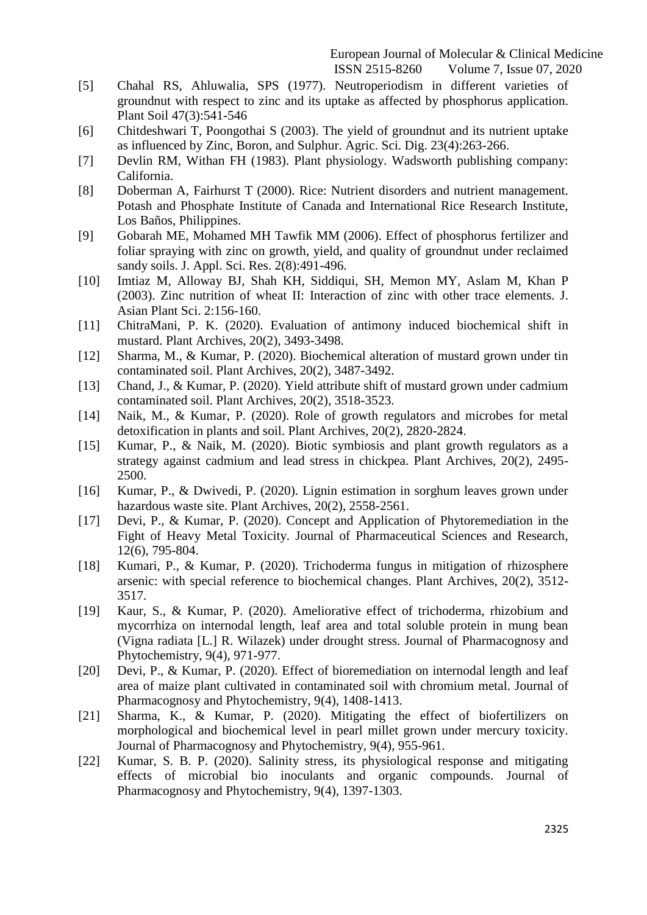[5] Chahal RS, Ahluwalia, SPS (1977). Neutroperiodism in different varieties of groundnut with respect to zinc and its uptake as affected by phosphorus application. Plant Soil 47(3):541-546

[6] Chitdeshwari T, Poongothai S (2003). The yield of groundnut and its nutrient uptake as influenced by Zinc, Boron, and Sulphur. Agric. Sci. Dig. 23(4):263-266.

[7] Devlin RM, Withan FH (1983). Plant physiology. Wadsworth publishing company: California.

[8] Doberman A, Fairhurst T (2000). Rice: Nutrient disorders and nutrient management. Potash and Phosphate Institute of Canada and International Rice Research Institute, Los Baños, Philippines.

[9] Gobarah ME, Mohamed MH Tawfik MM (2006). Effect of phosphorus fertilizer and foliar spraying with zinc on growth, yield, and quality of groundnut under reclaimed sandy soils. J. Appl. Sci. Res. 2(8):491-496.

[10] Imtiaz M, Alloway BJ, Shah KH, Siddiqui, SH, Memon MY, Aslam M, Khan P (2003). Zinc nutrition of wheat II: Interaction of zinc with other trace elements. J. Asian Plant Sci. 2:156-160.

[11] ChitraMani, P. K. (2020). Evaluation of antimony induced biochemical shift in mustard. Plant Archives, 20(2), 3493-3498.

[12] Sharma, M., & Kumar, P. (2020). Biochemical alteration of mustard grown under tin contaminated soil. Plant Archives, 20(2), 3487-3492.

[13] Chand, J., & Kumar, P. (2020). Yield attribute shift of mustard grown under cadmium contaminated soil. Plant Archives, 20(2), 3518-3523.

[14] Naik, M., & Kumar, P. (2020). Role of growth regulators and microbes for metal detoxification in plants and soil. Plant Archives, 20(2), 2820-2824.

[15] Kumar, P., & Naik, M. (2020). Biotic symbiosis and plant growth regulators as a strategy against cadmium and lead stress in chickpea. Plant Archives, 20(2), 2495-2500.

[16] Kumar, P., & Dwivedi, P. (2020). Lignin estimation in sorghum leaves grown under hazardous waste site. Plant Archives, 20(2), 2558-2561.

[17] Devi, P., & Kumar, P. (2020). Concept and Application of Phytoremediation in the Fight of Heavy Metal Toxicity. Journal of Pharmaceutical Sciences and Research, 12(6), 795-804.

[18] Kumari, P., & Kumar, P. (2020). Trichoderma fungus in mitigation of rhizosphere arsenic: with special reference to biochemical changes. Plant Archives, 20(2), 3512-3517.

[19] Kaur, S., & Kumar, P. (2020). Ameliorative effect of trichoderma, rhizobium and mycorrhiza on internodal length, leaf area and total soluble protein in mung bean (Vigna radiata [L.] R. Wilazek) under drought stress. Journal of Pharmacognosy and Phytochemistry, 9(4), 971-977.

[20] Devi, P., & Kumar, P. (2020). Effect of bioremediation on internodal length and leaf area of maize plant cultivated in contaminated soil with chromium metal. Journal of Pharmacognosy and Phytochemistry, 9(4), 1408-1413.

[21] Sharma, K., & Kumar, P. (2020). Mitigating the effect of biofertilizers on morphological and biochemical level in pearl millet grown under mercury toxicity. Journal of Pharmacognosy and Phytochemistry, 9(4), 955-961.

[22] Kumar, S. B. P. (2020). Salinity stress, its physiological response and mitigating effects of microbial bio inoculants and organic compounds. Journal of Pharmacognosy and Phytochemistry, 9(4), 1397-1303.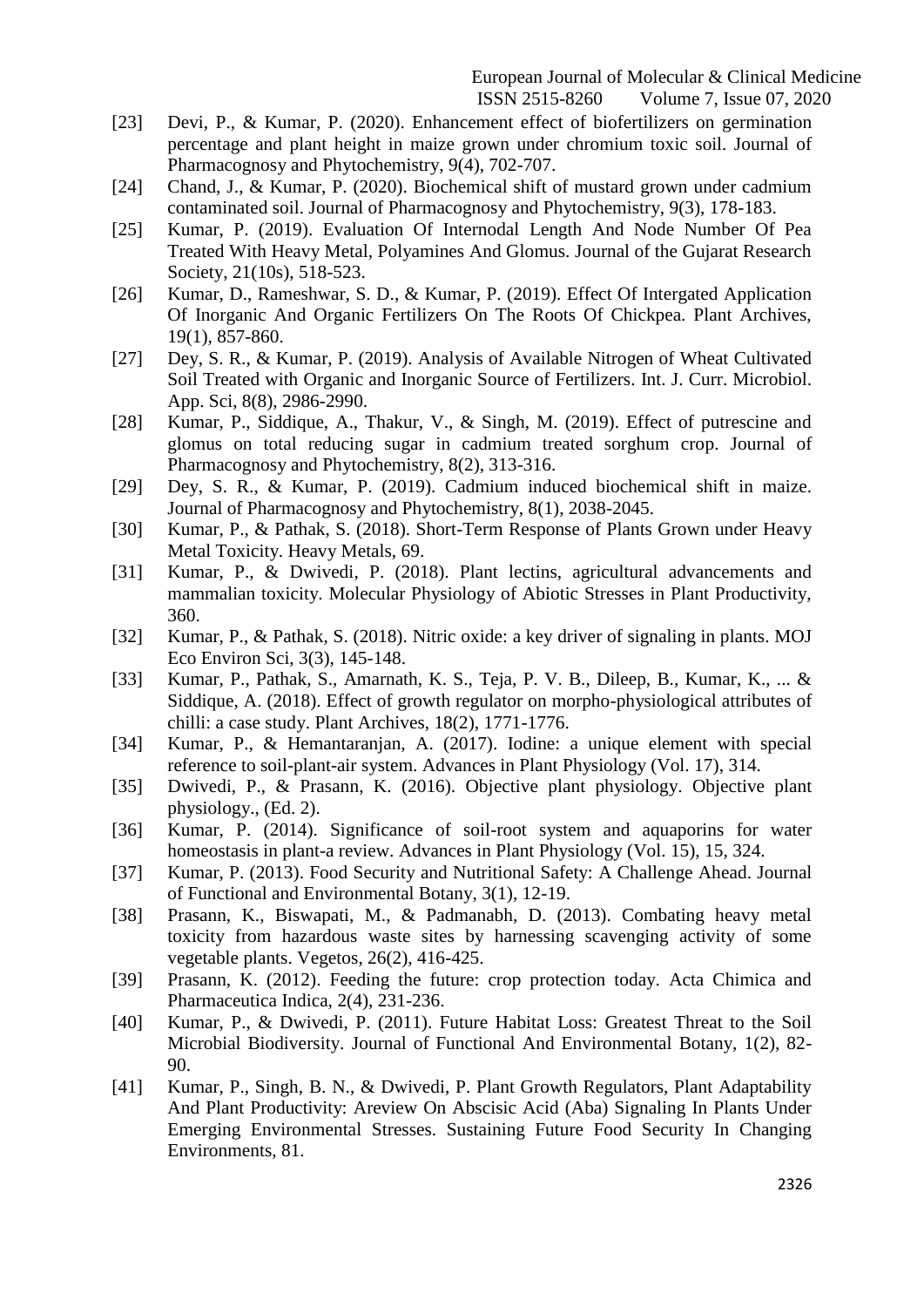[23] Devi, P., & Kumar, P. (2020). Enhancement effect of biofertilizers on germination percentage and plant height in maize grown under chromium toxic soil. Journal of Pharmacognosy and Phytochemistry, 9(4), 702-707.

[24] Chand, J., & Kumar, P. (2020). Biochemical shift of mustard grown under cadmium contaminated soil. Journal of Pharmacognosy and Phytochemistry, 9(3), 178-183.

[25] Kumar, P. (2019). Evaluation Of Internodal Length And Node Number Of Pea Treated With Heavy Metal, Polyamines And Glomus. Journal of the Gujarat Research Society, 21(10s), 518-523.

[26] Kumar, D., Rameshwar, S. D., & Kumar, P. (2019). Effect Of Intergated Application Of Inorganic And Organic Fertilizers On The Roots Of Chickpea. Plant Archives, 19(1), 857-860.

[27] Dey, S. R., & Kumar, P. (2019). Analysis of Available Nitrogen of Wheat Cultivated Soil Treated with Organic and Inorganic Source of Fertilizers. Int. J. Curr. Microbiol. App. Sci, 8(8), 2986-2990.

[28] Kumar, P., Siddique, A., Thakur, V., & Singh, M. (2019). Effect of putrescine and glomus on total reducing sugar in cadmium treated sorghum crop. Journal of Pharmacognosy and Phytochemistry, 8(2), 313-316.

[29] Dey, S. R., & Kumar, P. (2019). Cadmium induced biochemical shift in maize. Journal of Pharmacognosy and Phytochemistry, 8(1), 2038-2045.

[30] Kumar, P., & Pathak, S. (2018). Short-Term Response of Plants Grown under Heavy Metal Toxicity. Heavy Metals, 69.

[31] Kumar, P., & Dwivedi, P. (2018). Plant lectins, agricultural advancements and mammalian toxicity. Molecular Physiology of Abiotic Stresses in Plant Productivity, 360.

[32] Kumar, P., & Pathak, S. (2018). Nitric oxide: a key driver of signaling in plants. MOJ Eco Environ Sci, 3(3), 145-148.

[33] Kumar, P., Pathak, S., Amarnath, K. S., Teja, P. V. B., Dileep, B., Kumar, K., ... & Siddique, A. (2018). Effect of growth regulator on morpho-physiological attributes of chilli: a case study. Plant Archives, 18(2), 1771-1776.

[34] Kumar, P., & Hemantaranjan, A. (2017). Iodine: a unique element with special reference to soil-plant-air system. Advances in Plant Physiology (Vol. 17), 314.

[35] Dwivedi, P., & Prasann, K. (2016). Objective plant physiology. Objective plant physiology., (Ed. 2).

[36] Kumar, P. (2014). Significance of soil-root system and aquaporins for water homeostasis in plant-a review. Advances in Plant Physiology (Vol. 15), 15, 324.

[37] Kumar, P. (2013). Food Security and Nutritional Safety: A Challenge Ahead. Journal of Functional and Environmental Botany, 3(1), 12-19.

[38] Prasann, K., Biswapati, M., & Padmanabh, D. (2013). Combating heavy metal toxicity from hazardous waste sites by harnessing scavenging activity of some vegetable plants. Vegetos, 26(2), 416-425.

[39] Prasann, K. (2012). Feeding the future: crop protection today. Acta Chimica and Pharmaceutica Indica, 2(4), 231-236.

[40] Kumar, P., & Dwivedi, P. (2011). Future Habitat Loss: Greatest Threat to the Soil Microbial Biodiversity. Journal of Functional And Environmental Botany, 1(2), 82-90.

[41] Kumar, P., Singh, B. N., & Dwivedi, P. Plant Growth Regulators, Plant Adaptability And Plant Productivity: Areview On Abscisic Acid (Aba) Signaling In Plants Under Emerging Environmental Stresses. Sustaining Future Food Security In Changing Environments, 81.